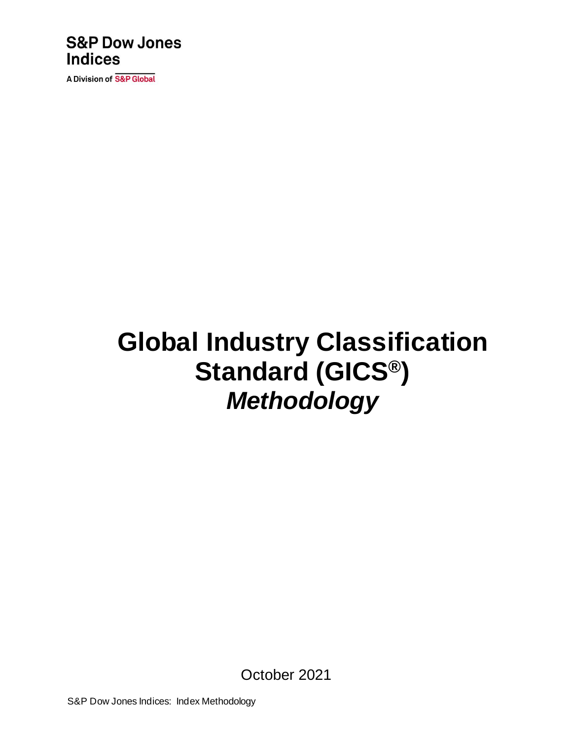S&P Dow Jones Indices

A Division of S&P Global

# Global Industry Classification Standard (GICS®) *Methodology*

October 2021

S&P Dow Jones Indices: Index Methodology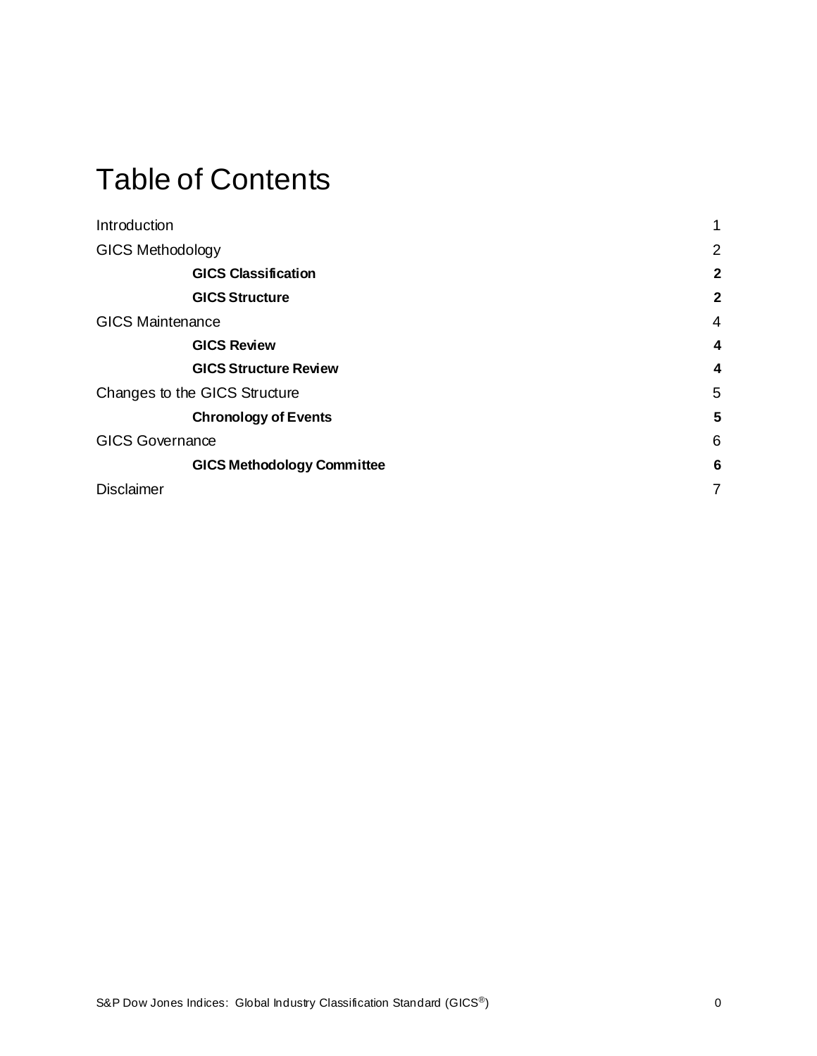# Table of Contents

| | |
|---|---|
| Introduction | 1 |
| GICS Methodology | 2 |
| **GICS Classification** | **2** |
| **GICS Structure** | **2** |
| GICS Maintenance | 4 |
| **GICS Review** | **4** |
| **GICS Structure Review** | **4** |
| Changes to the GICS Structure | 5 |
| **Chronology of Events** | **5** |
| GICS Governance | 6 |
| **GICS Methodology Committee** | **6** |
| Disclaimer | 7 |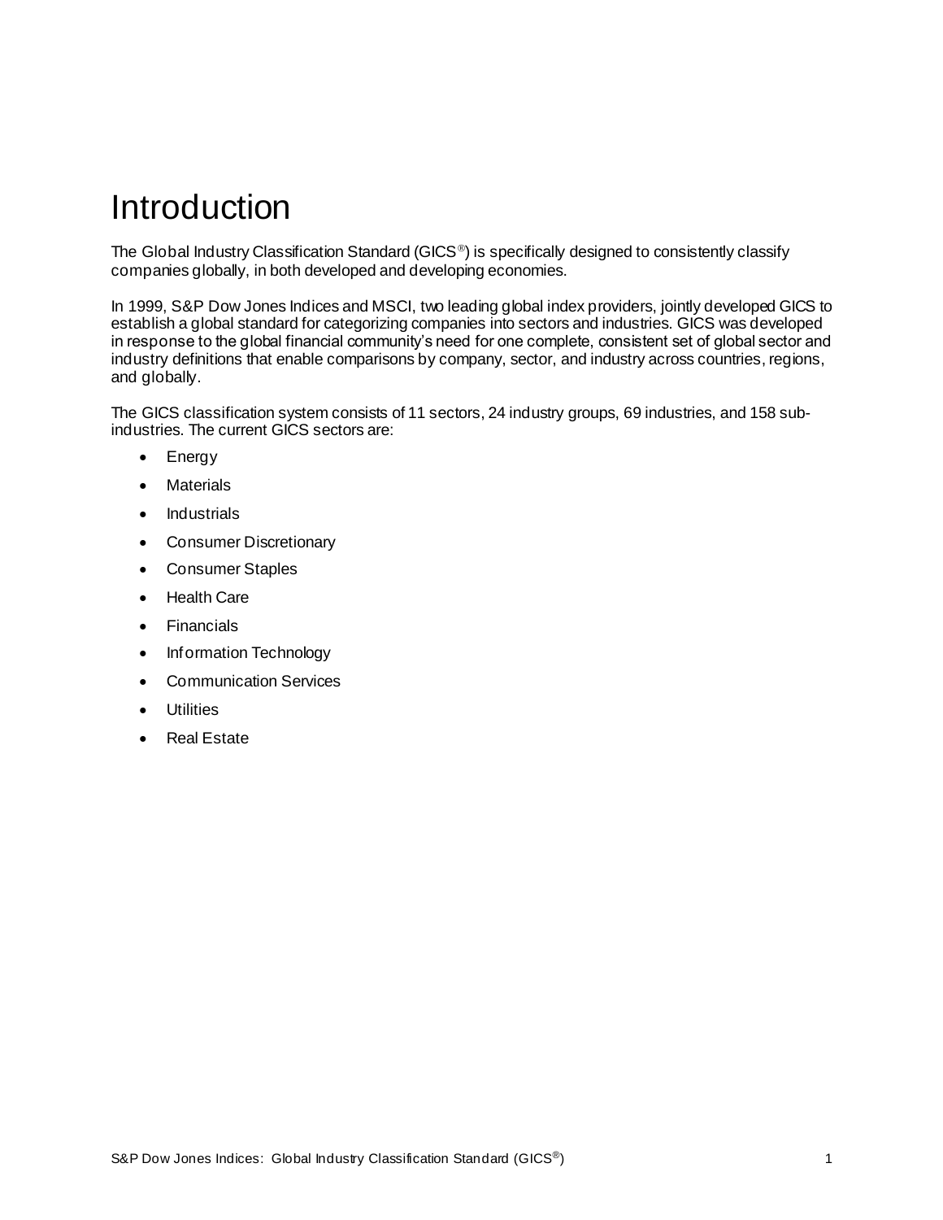# Introduction

The Global Industry Classification Standard (GICS®) is specifically designed to consistently classify companies globally, in both developed and developing economies.

In 1999, S&P Dow Jones Indices and MSCI, two leading global index providers, jointly developed GICS to establish a global standard for categorizing companies into sectors and industries. GICS was developed in response to the global financial community's need for one complete, consistent set of global sector and industry definitions that enable comparisons by company, sector, and industry across countries, regions, and globally.

The GICS classification system consists of 11 sectors, 24 industry groups, 69 industries, and 158 sub-industries. The current GICS sectors are:

- Energy
- Materials
- Industrials
- Consumer Discretionary
- Consumer Staples
- Health Care
- Financials
- Information Technology
- Communication Services
- Utilities
- Real Estate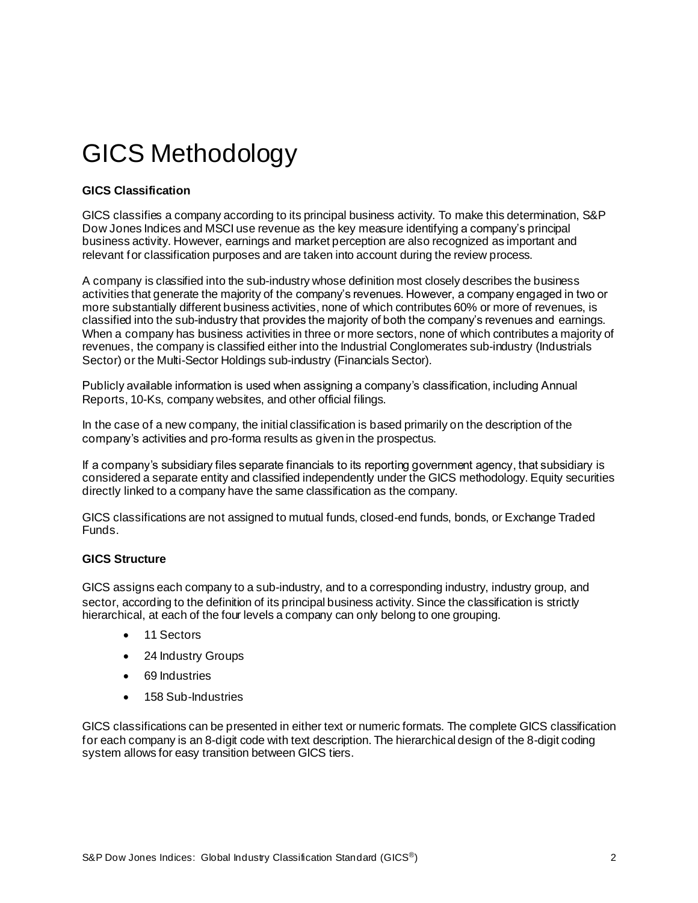# GICS Methodology

**GICS Classification**

GICS classifies a company according to its principal business activity. To make this determination, S&P Dow Jones Indices and MSCI use revenue as the key measure identifying a company's principal business activity. However, earnings and market perception are also recognized as important and relevant for classification purposes and are taken into account during the review process.

A company is classified into the sub-industry whose definition most closely describes the business activities that generate the majority of the company's revenues. However, a company engaged in two or more substantially different business activities, none of which contributes 60% or more of revenues, is classified into the sub-industry that provides the majority of both the company's revenues and earnings. When a company has business activities in three or more sectors, none of which contributes a majority of revenues, the company is classified either into the Industrial Conglomerates sub-industry (Industrials Sector) or the Multi-Sector Holdings sub-industry (Financials Sector).

Publicly available information is used when assigning a company's classification, including Annual Reports, 10-Ks, company websites, and other official filings.

In the case of a new company, the initial classification is based primarily on the description of the company's activities and pro-forma results as given in the prospectus.

If a company's subsidiary files separate financials to its reporting government agency, that subsidiary is considered a separate entity and classified independently under the GICS methodology. Equity securities directly linked to a company have the same classification as the company.

GICS classifications are not assigned to mutual funds, closed-end funds, bonds, or Exchange Traded Funds.

**GICS Structure**

GICS assigns each company to a sub-industry, and to a corresponding industry, industry group, and sector, according to the definition of its principal business activity. Since the classification is strictly hierarchical, at each of the four levels a company can only belong to one grouping.

- 11 Sectors
- 24 Industry Groups
- 69 Industries
- 158 Sub-Industries

GICS classifications can be presented in either text or numeric formats. The complete GICS classification for each company is an 8-digit code with text description. The hierarchical design of the 8-digit coding system allows for easy transition between GICS tiers.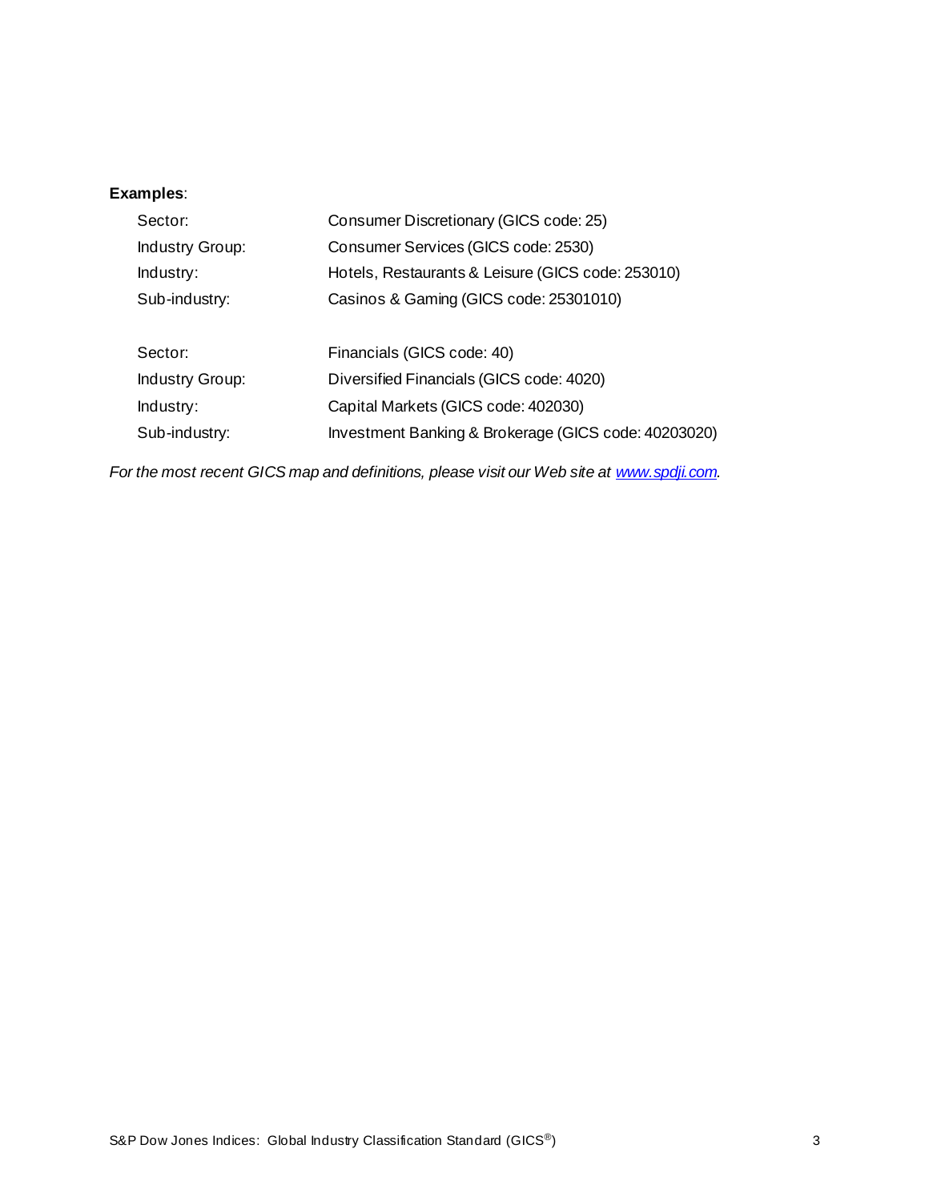**Examples**:

| | |
|---|---|
| Sector: | Consumer Discretionary (GICS code: 25) |
| Industry Group: | Consumer Services (GICS code: 2530) |
| Industry: | Hotels, Restaurants & Leisure (GICS code: 253010) |
| Sub-industry: | Casinos & Gaming (GICS code: 25301010) |

| | |
|---|---|
| Sector: | Financials (GICS code: 40) |
| Industry Group: | Diversified Financials (GICS code: 4020) |
| Industry: | Capital Markets (GICS code: 402030) |
| Sub-industry: | Investment Banking & Brokerage (GICS code: 40203020) |

*For the most recent GICS map and definitions, please visit our Web site at [www.spdji.com](http://www.spdji.com).*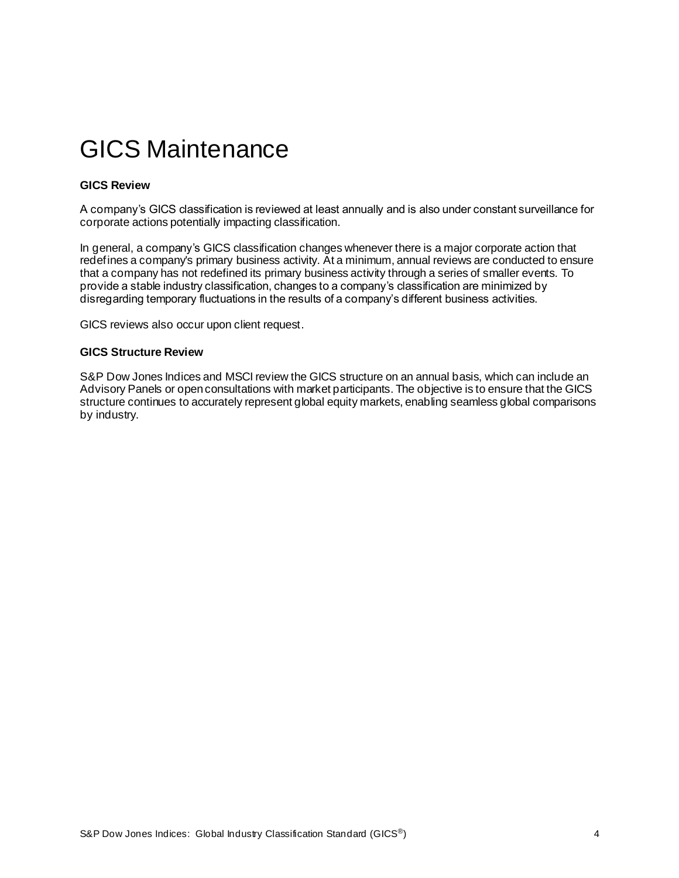# GICS Maintenance

**GICS Review**

A company's GICS classification is reviewed at least annually and is also under constant surveillance for corporate actions potentially impacting classification.

In general, a company's GICS classification changes whenever there is a major corporate action that redefines a company's primary business activity. At a minimum, annual reviews are conducted to ensure that a company has not redefined its primary business activity through a series of smaller events. To provide a stable industry classification, changes to a company's classification are minimized by disregarding temporary fluctuations in the results of a company's different business activities.

GICS reviews also occur upon client request.

**GICS Structure Review**

S&P Dow Jones Indices and MSCI review the GICS structure on an annual basis, which can include an Advisory Panels or open consultations with market participants. The objective is to ensure that the GICS structure continues to accurately represent global equity markets, enabling seamless global comparisons by industry.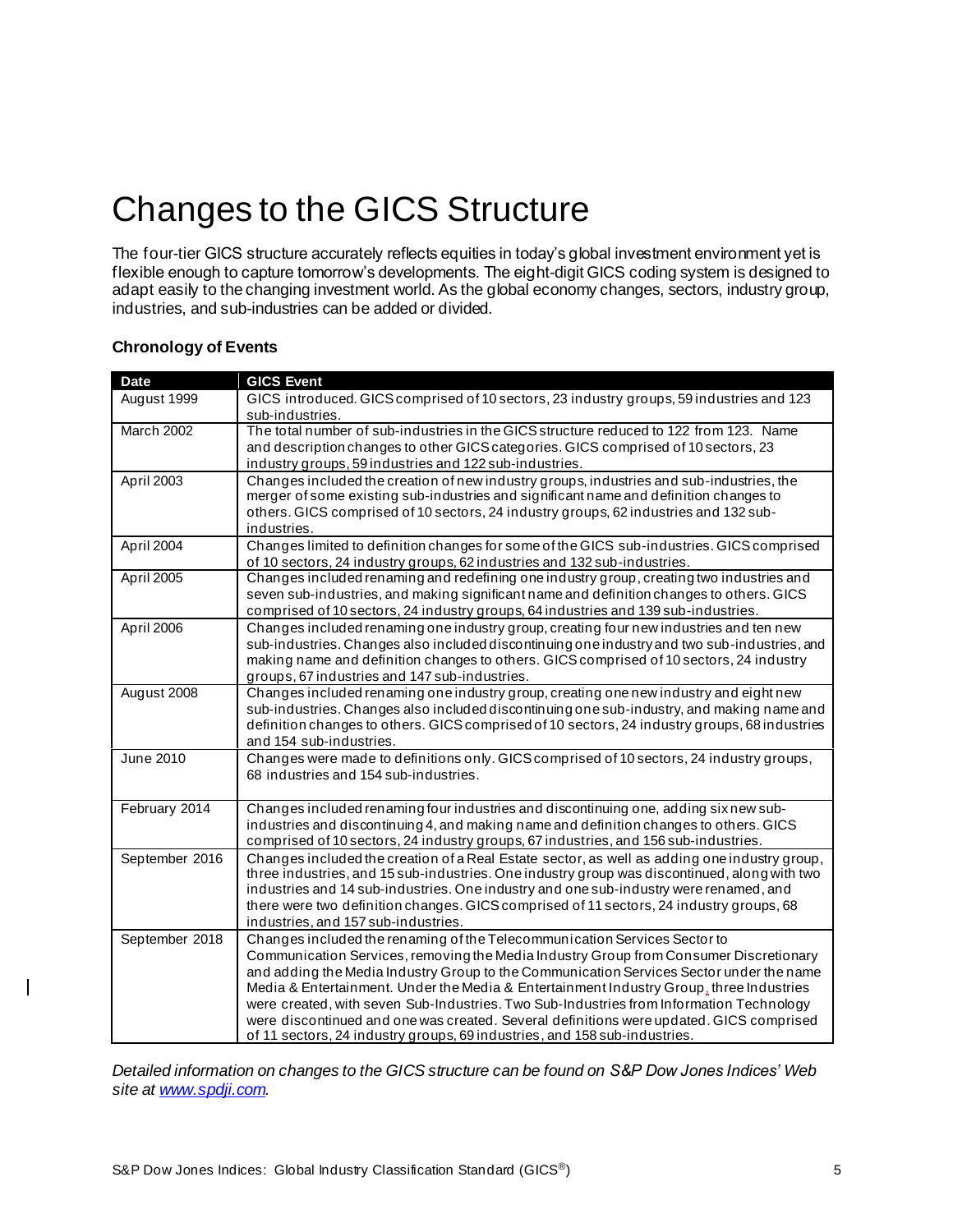# Changes to the GICS Structure

The four-tier GICS structure accurately reflects equities in today's global investment environment yet is flexible enough to capture tomorrow's developments. The eight-digit GICS coding system is designed to adapt easily to the changing investment world. As the global economy changes, sectors, industry group, industries, and sub-industries can be added or divided.

**Chronology of Events**

| Date | GICS Event |
|---|---|
| August 1999 | GICS introduced. GICS comprised of 10 sectors, 23 industry groups, 59 industries and 123 sub-industries. |
| March 2002 | The total number of sub-industries in the GICS structure reduced to 122 from 123. Name and description changes to other GICS categories. GICS comprised of 10 sectors, 23 industry groups, 59 industries and 122 sub-industries. |
| April 2003 | Changes included the creation of new industry groups, industries and sub-industries, the merger of some existing sub-industries and significant name and definition changes to others. GICS comprised of 10 sectors, 24 industry groups, 62 industries and 132 sub-industries. |
| April 2004 | Changes limited to definition changes for some of the GICS sub-industries. GICS comprised of 10 sectors, 24 industry groups, 62 industries and 132 sub-industries. |
| April 2005 | Changes included renaming and redefining one industry group, creating two industries and seven sub-industries, and making significant name and definition changes to others. GICS comprised of 10 sectors, 24 industry groups, 64 industries and 139 sub-industries. |
| April 2006 | Changes included renaming one industry group, creating four new industries and ten new sub-industries. Changes also included discontinuing one industry and two sub-industries, and making name and definition changes to others. GICS comprised of 10 sectors, 24 industry groups, 67 industries and 147 sub-industries. |
| August 2008 | Changes included renaming one industry group, creating one new industry and eight new sub-industries. Changes also included discontinuing one sub-industry, and making name and definition changes to others. GICS comprised of 10 sectors, 24 industry groups, 68 industries and 154 sub-industries. |
| June 2010 | Changes were made to definitions only. GICS comprised of 10 sectors, 24 industry groups, 68 industries and 154 sub-industries. |
| February 2014 | Changes included renaming four industries and discontinuing one, adding six new sub-industries and discontinuing 4, and making name and definition changes to others. GICS comprised of 10 sectors, 24 industry groups, 67 industries, and 156 sub-industries. |
| September 2016 | Changes included the creation of a Real Estate sector, as well as adding one industry group, three industries, and 15 sub-industries. One industry group was discontinued, along with two industries and 14 sub-industries. One industry and one sub-industry were renamed, and there were two definition changes. GICS comprised of 11 sectors, 24 industry groups, 68 industries, and 157 sub-industries. |
| September 2018 | Changes included the renaming of the Telecommunication Services Sector to Communication Services, removing the Media Industry Group from Consumer Discretionary and adding the Media Industry Group to the Communication Services Sector under the name Media & Entertainment. Under the Media & Entertainment Industry Group, three Industries were created, with seven Sub-Industries. Two Sub-Industries from Information Technology were discontinued and one was created. Several definitions were updated. GICS comprised of 11 sectors, 24 industry groups, 69 industries, and 158 sub-industries. |

*Detailed information on changes to the GICS structure can be found on S&P Dow Jones Indices' Web site at [www.spdji.com](www.spdji.com).*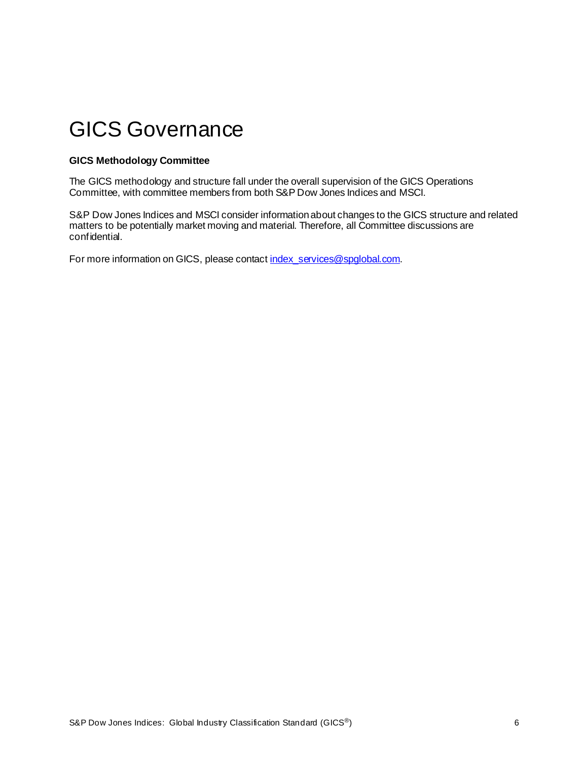# GICS Governance

**GICS Methodology Committee**

The GICS methodology and structure fall under the overall supervision of the GICS Operations Committee, with committee members from both S&P Dow Jones Indices and MSCI.

S&P Dow Jones Indices and MSCI consider information about changes to the GICS structure and related matters to be potentially market moving and material. Therefore, all Committee discussions are confidential.

For more information on GICS, please contact [index_services@spglobal.com](mailto:index_services@spglobal.com).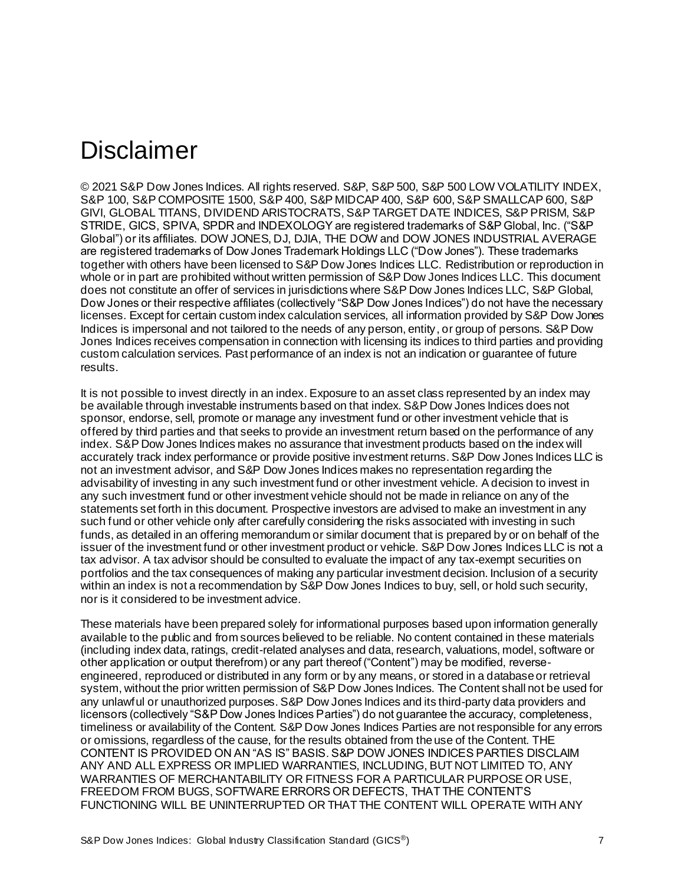# Disclaimer

© 2021 S&P Dow Jones Indices. All rights reserved. S&P, S&P 500, S&P 500 LOW VOLATILITY INDEX, S&P 100, S&P COMPOSITE 1500, S&P 400, S&P MIDCAP 400, S&P 600, S&P SMALLCAP 600, S&P GIVI, GLOBAL TITANS, DIVIDEND ARISTOCRATS, S&P TARGET DATE INDICES, S&P PRISM, S&P STRIDE, GICS, SPIVA, SPDR and INDEXOLOGY are registered trademarks of S&P Global, Inc. ("S&P Global") or its affiliates. DOW JONES, DJ, DJIA, THE DOW and DOW JONES INDUSTRIAL AVERAGE are registered trademarks of Dow Jones Trademark Holdings LLC ("Dow Jones"). These trademarks together with others have been licensed to S&P Dow Jones Indices LLC. Redistribution or reproduction in whole or in part are prohibited without written permission of S&P Dow Jones Indices LLC. This document does not constitute an offer of services in jurisdictions where S&P Dow Jones Indices LLC, S&P Global, Dow Jones or their respective affiliates (collectively "S&P Dow Jones Indices") do not have the necessary licenses. Except for certain custom index calculation services, all information provided by S&P Dow Jones Indices is impersonal and not tailored to the needs of any person, entity, or group of persons. S&P Dow Jones Indices receives compensation in connection with licensing its indices to third parties and providing custom calculation services. Past performance of an index is not an indication or guarantee of future results.

It is not possible to invest directly in an index. Exposure to an asset class represented by an index may be available through investable instruments based on that index. S&P Dow Jones Indices does not sponsor, endorse, sell, promote or manage any investment fund or other investment vehicle that is offered by third parties and that seeks to provide an investment return based on the performance of any index. S&P Dow Jones Indices makes no assurance that investment products based on the index will accurately track index performance or provide positive investment returns. S&P Dow Jones Indices LLC is not an investment advisor, and S&P Dow Jones Indices makes no representation regarding the advisability of investing in any such investment fund or other investment vehicle. A decision to invest in any such investment fund or other investment vehicle should not be made in reliance on any of the statements set forth in this document. Prospective investors are advised to make an investment in any such fund or other vehicle only after carefully considering the risks associated with investing in such funds, as detailed in an offering memorandum or similar document that is prepared by or on behalf of the issuer of the investment fund or other investment product or vehicle. S&P Dow Jones Indices LLC is not a tax advisor. A tax advisor should be consulted to evaluate the impact of any tax-exempt securities on portfolios and the tax consequences of making any particular investment decision. Inclusion of a security within an index is not a recommendation by S&P Dow Jones Indices to buy, sell, or hold such security, nor is it considered to be investment advice.

These materials have been prepared solely for informational purposes based upon information generally available to the public and from sources believed to be reliable. No content contained in these materials (including index data, ratings, credit-related analyses and data, research, valuations, model, software or other application or output therefrom) or any part thereof ("Content") may be modified, reverse-engineered, reproduced or distributed in any form or by any means, or stored in a database or retrieval system, without the prior written permission of S&P Dow Jones Indices. The Content shall not be used for any unlawful or unauthorized purposes. S&P Dow Jones Indices and its third-party data providers and licensors (collectively "S&P Dow Jones Indices Parties") do not guarantee the accuracy, completeness, timeliness or availability of the Content. S&P Dow Jones Indices Parties are not responsible for any errors or omissions, regardless of the cause, for the results obtained from the use of the Content. THE CONTENT IS PROVIDED ON AN "AS IS" BASIS. S&P DOW JONES INDICES PARTIES DISCLAIM ANY AND ALL EXPRESS OR IMPLIED WARRANTIES, INCLUDING, BUT NOT LIMITED TO, ANY WARRANTIES OF MERCHANTABILITY OR FITNESS FOR A PARTICULAR PURPOSE OR USE, FREEDOM FROM BUGS, SOFTWARE ERRORS OR DEFECTS, THAT THE CONTENT'S FUNCTIONING WILL BE UNINTERRUPTED OR THAT THE CONTENT WILL OPERATE WITH ANY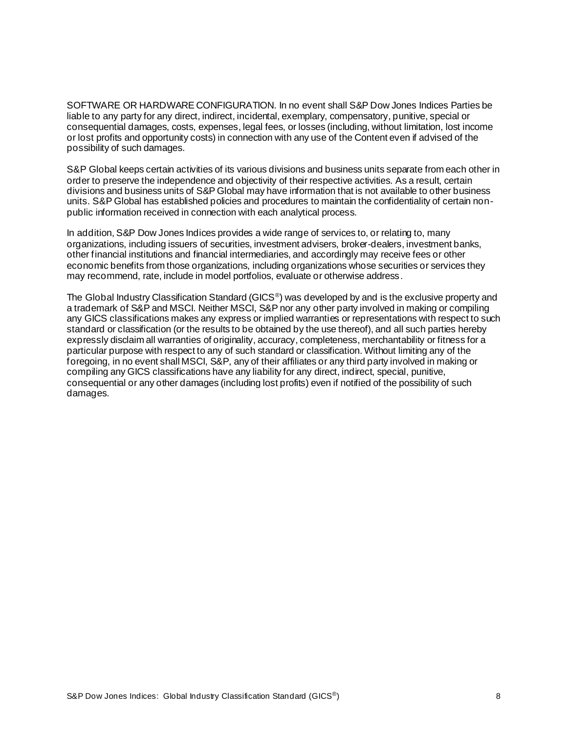SOFTWARE OR HARDWARE CONFIGURATION. In no event shall S&P Dow Jones Indices Parties be liable to any party for any direct, indirect, incidental, exemplary, compensatory, punitive, special or consequential damages, costs, expenses, legal fees, or losses (including, without limitation, lost income or lost profits and opportunity costs) in connection with any use of the Content even if advised of the possibility of such damages.

S&P Global keeps certain activities of its various divisions and business units separate from each other in order to preserve the independence and objectivity of their respective activities. As a result, certain divisions and business units of S&P Global may have information that is not available to other business units. S&P Global has established policies and procedures to maintain the confidentiality of certain non-public information received in connection with each analytical process.

In addition, S&P Dow Jones Indices provides a wide range of services to, or relating to, many organizations, including issuers of securities, investment advisers, broker-dealers, investment banks, other financial institutions and financial intermediaries, and accordingly may receive fees or other economic benefits from those organizations, including organizations whose securities or services they may recommend, rate, include in model portfolios, evaluate or otherwise address.

The Global Industry Classification Standard (GICS®) was developed by and is the exclusive property and a trademark of S&P and MSCI. Neither MSCI, S&P nor any other party involved in making or compiling any GICS classifications makes any express or implied warranties or representations with respect to such standard or classification (or the results to be obtained by the use thereof), and all such parties hereby expressly disclaim all warranties of originality, accuracy, completeness, merchantability or fitness for a particular purpose with respect to any of such standard or classification. Without limiting any of the foregoing, in no event shall MSCI, S&P, any of their affiliates or any third party involved in making or compiling any GICS classifications have any liability for any direct, indirect, special, punitive, consequential or any other damages (including lost profits) even if notified of the possibility of such damages.